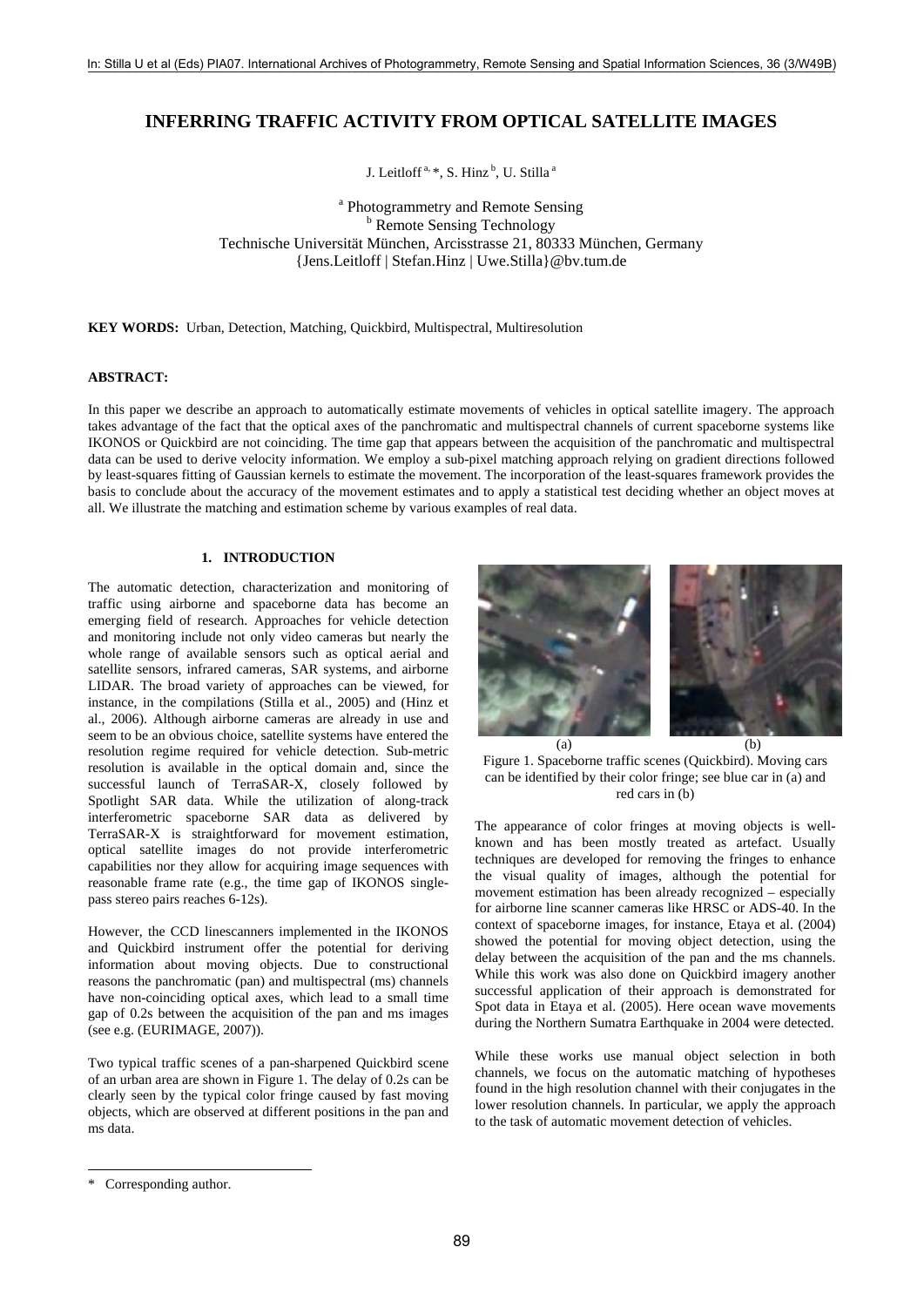# INFERRING TRAFFIC ACTIVITY FROM OPTICAL SATELLITE IMAGES

J. Leitloff [a, *], S. Hinz [b], U. Stilla [a]

[a] Photogrammetry and Remote Sensing
[b] Remote Sensing Technology
Technische Universität München, Arcisstrasse 21, 80333 München, Germany
{Jens.Leitloff | Stefan.Hinz | Uwe.Stilla}@bv.tum.de

**KEY WORDS:** Urban, Detection, Matching, Quickbird, Multispectral, Multiresolution

**ABSTRACT:**

In this paper we describe an approach to automatically estimate movements of vehicles in optical satellite imagery. The approach takes advantage of the fact that the optical axes of the panchromatic and multispectral channels of current spaceborne systems like IKONOS or Quickbird are not coinciding. The time gap that appears between the acquisition of the panchromatic and multispectral data can be used to derive velocity information. We employ a sub-pixel matching approach relying on gradient directions followed by least-squares fitting of Gaussian kernels to estimate the movement. The incorporation of the least-squares framework provides the basis to conclude about the accuracy of the movement estimates and to apply a statistical test deciding whether an object moves at all. We illustrate the matching and estimation scheme by various examples of real data.

## 1. INTRODUCTION

The automatic detection, characterization and monitoring of traffic using airborne and spaceborne data has become an emerging field of research. Approaches for vehicle detection and monitoring include not only video cameras but nearly the whole range of available sensors such as optical aerial and satellite sensors, infrared cameras, SAR systems, and airborne LIDAR. The broad variety of approaches can be viewed, for instance, in the compilations (Stilla et al., 2005) and (Hinz et al., 2006). Although airborne cameras are already in use and seem to be an obvious choice, satellite systems have entered the resolution regime required for vehicle detection. Sub-metric resolution is available in the optical domain and, since the successful launch of TerraSAR-X, closely followed by Spotlight SAR data. While the utilization of along-track interferometric spaceborne SAR data as delivered by TerraSAR-X is straightforward for movement estimation, optical satellite images do not provide interferometric capabilities nor they allow for acquiring image sequences with reasonable frame rate (e.g., the time gap of IKONOS single-pass stereo pairs reaches 6-12s).

However, the CCD linescanners implemented in the IKONOS and Quickbird instrument offer the potential for deriving information about moving objects. Due to constructional reasons the panchromatic (pan) and multispectral (ms) channels have non-coinciding optical axes, which lead to a small time gap of 0.2s between the acquisition of the pan and ms images (see e.g. (EURIMAGE, 2007)).

Two typical traffic scenes of a pan-sharpened Quickbird scene of an urban area are shown in Figure 1. The delay of 0.2s can be clearly seen by the typical color fringe caused by fast moving objects, which are observed at different positions in the pan and ms data.

(a) (b)

Figure 1. Spaceborne traffic scenes (Quickbird). Moving cars can be identified by their color fringe; see blue car in (a) and red cars in (b)

The appearance of color fringes at moving objects is well-known and has been mostly treated as artefact. Usually techniques are developed for removing the fringes to enhance the visual quality of images, although the potential for movement estimation has been already recognized – especially for airborne line scanner cameras like HRSC or ADS-40. In the context of spaceborne images, for instance, Etaya et al. (2004) showed the potential for moving object detection, using the delay between the acquisition of the pan and the ms channels. While this work was also done on Quickbird imagery another successful application of their approach is demonstrated for Spot data in Etaya et al. (2005). Here ocean wave movements during the Northern Sumatra Earthquake in 2004 were detected.

While these works use manual object selection in both channels, we focus on the automatic matching of hypotheses found in the high resolution channel with their conjugates in the lower resolution channels. In particular, we apply the approach to the task of automatic movement detection of vehicles.

\* Corresponding author.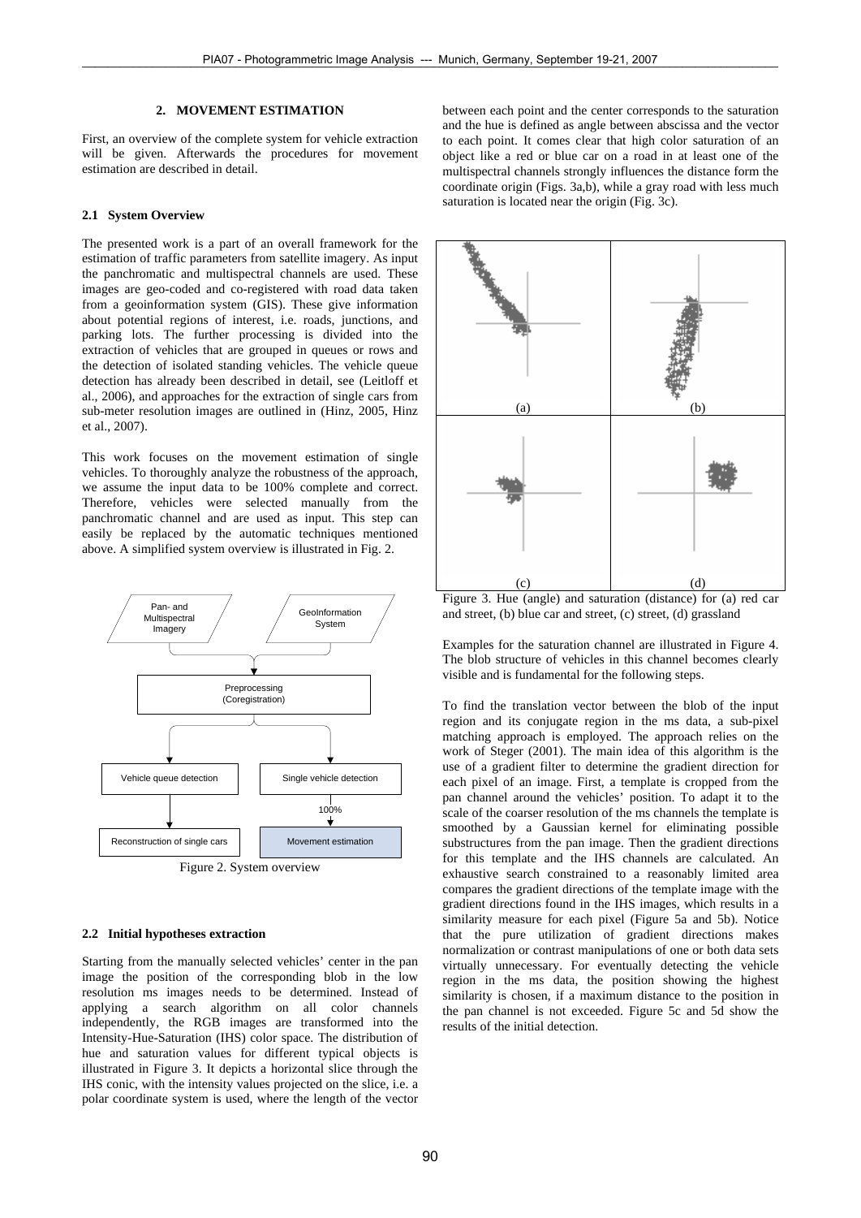## 2. MOVEMENT ESTIMATION

First, an overview of the complete system for vehicle extraction will be given. Afterwards the procedures for movement estimation are described in detail.

### 2.1 System Overview

The presented work is a part of an overall framework for the estimation of traffic parameters from satellite imagery. As input the panchromatic and multispectral channels are used. These images are geo-coded and co-registered with road data taken from a geoinformation system (GIS). These give information about potential regions of interest, i.e. roads, junctions, and parking lots. The further processing is divided into the extraction of vehicles that are grouped in queues or rows and the detection of isolated standing vehicles. The vehicle queue detection has already been described in detail, see (Leitloff et al., 2006), and approaches for the extraction of single cars from sub-meter resolution images are outlined in (Hinz, 2005, Hinz et al., 2007).

This work focuses on the movement estimation of single vehicles. To thoroughly analyze the robustness of the approach, we assume the input data to be 100% complete and correct. Therefore, vehicles were selected manually from the panchromatic channel and are used as input. This step can easily be replaced by the automatic techniques mentioned above. A simplified system overview is illustrated in Fig. 2.

Pan- and Multispectral Imagery
GeoInformation System
Preprocessing (Coregistration)
Vehicle queue detection
Single vehicle detection
100%
Reconstruction of single cars
Movement estimation

Figure 2. System overview

### 2.2 Initial hypotheses extraction

Starting from the manually selected vehicles' center in the pan image the position of the corresponding blob in the low resolution ms images needs to be determined. Instead of applying a search algorithm on all color channels independently, the RGB images are transformed into the Intensity-Hue-Saturation (IHS) color space. The distribution of hue and saturation values for different typical objects is illustrated in Figure 3. It depicts a horizontal slice through the IHS conic, with the intensity values projected on the slice, i.e. a polar coordinate system is used, where the length of the vector between each point and the center corresponds to the saturation and the hue is defined as angle between abscissa and the vector to each point. It comes clear that high color saturation of an object like a red or blue car on a road in at least one of the multispectral channels strongly influences the distance form the coordinate origin (Figs. 3a,b), while a gray road with less much saturation is located near the origin (Fig. 3c).

(a) (b) (c) (d)

Figure 3. Hue (angle) and saturation (distance) for (a) red car and street, (b) blue car and street, (c) street, (d) grassland

Examples for the saturation channel are illustrated in Figure 4. The blob structure of vehicles in this channel becomes clearly visible and is fundamental for the following steps.

To find the translation vector between the blob of the input region and its conjugate region in the ms data, a sub-pixel matching approach is employed. The approach relies on the work of Steger (2001). The main idea of this algorithm is the use of a gradient filter to determine the gradient direction for each pixel of an image. First, a template is cropped from the pan channel around the vehicles' position. To adapt it to the scale of the coarser resolution of the ms channels the template is smoothed by a Gaussian kernel for eliminating possible substructures from the pan image. Then the gradient directions for this template and the IHS channels are calculated. An exhaustive search constrained to a reasonably limited area compares the gradient directions of the template image with the gradient directions found in the IHS images, which results in a similarity measure for each pixel (Figure 5a and 5b). Notice that the pure utilization of gradient directions makes normalization or contrast manipulations of one or both data sets virtually unnecessary. For eventually detecting the vehicle region in the ms data, the position showing the highest similarity is chosen, if a maximum distance to the position in the pan channel is not exceeded. Figure 5c and 5d show the results of the initial detection.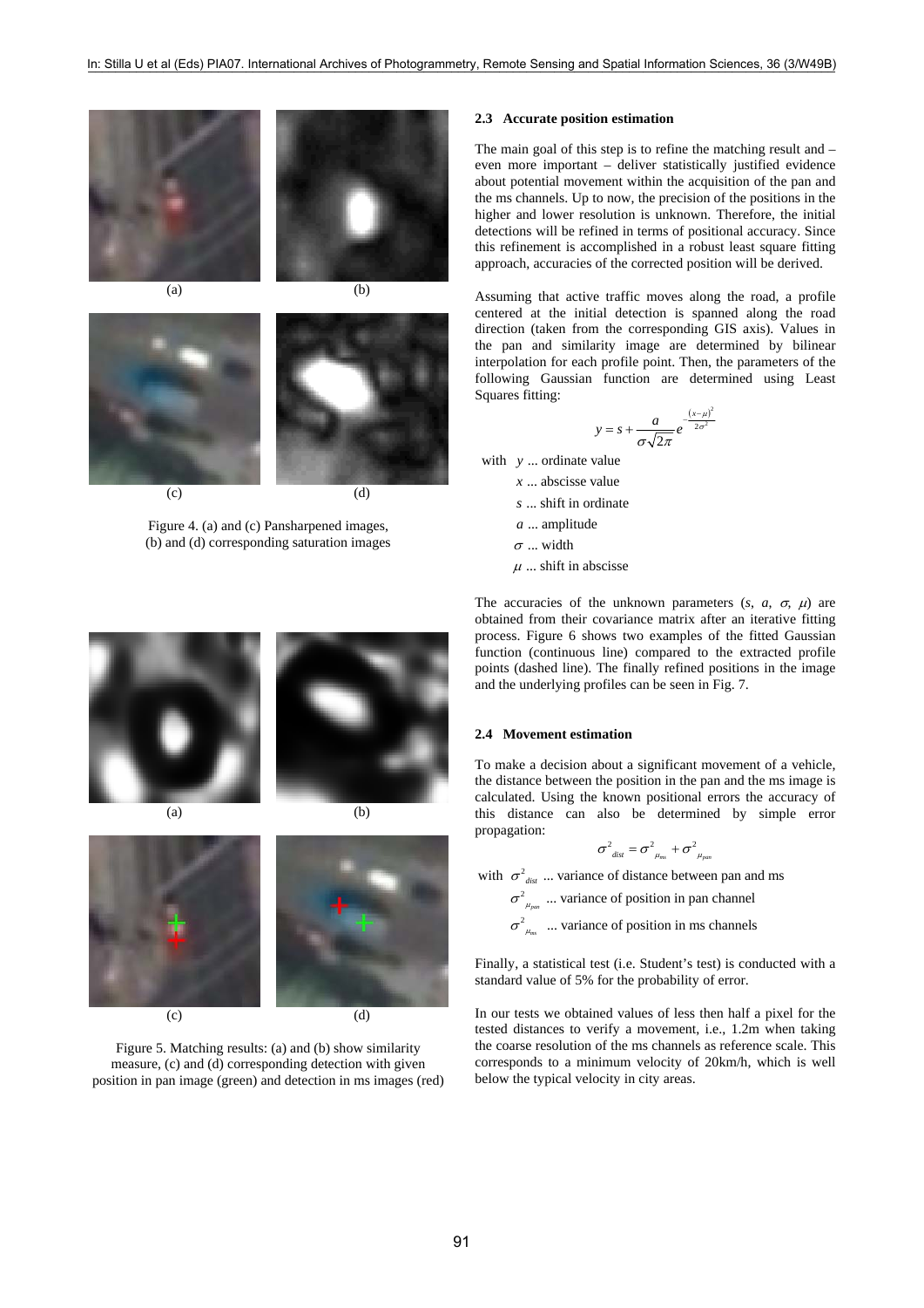(a) (b)

(c) (d)

Figure 4. (a) and (c) Pansharpened images, (b) and (d) corresponding saturation images

(a) (b)

(c) (d)

Figure 5. Matching results: (a) and (b) show similarity measure, (c) and (d) corresponding detection with given position in pan image (green) and detection in ms images (red)

### 2.3 Accurate position estimation

The main goal of this step is to refine the matching result and – even more important – deliver statistically justified evidence about potential movement within the acquisition of the pan and the ms channels. Up to now, the precision of the positions in the higher and lower resolution is unknown. Therefore, the initial detections will be refined in terms of positional accuracy. Since this refinement is accomplished in a robust least square fitting approach, accuracies of the corrected position will be derived.

Assuming that active traffic moves along the road, a profile centered at the initial detection is spanned along the road direction (taken from the corresponding GIS axis). Values in the pan and similarity image are determined by bilinear interpolation for each profile point. Then, the parameters of the following Gaussian function are determined using Least Squares fitting:

$$y = s + \frac{a}{\sigma\sqrt{2\pi}} e^{-\frac{(x-\mu)^2}{2\sigma^2}}$$

with $y$ ... ordinate value
$x$ ... abscisse value
$s$ ... shift in ordinate
$a$ ... amplitude
$\sigma$ ... width
$\mu$ ... shift in abscisse

The accuracies of the unknown parameters ($s$, $a$, $\sigma$, $\mu$) are obtained from their covariance matrix after an iterative fitting process. Figure 6 shows two examples of the fitted Gaussian function (continuous line) compared to the extracted profile points (dashed line). The finally refined positions in the image and the underlying profiles can be seen in Fig. 7.

### 2.4 Movement estimation

To make a decision about a significant movement of a vehicle, the distance between the position in the pan and the ms image is calculated. Using the known positional errors the accuracy of this distance can also be determined by simple error propagation:

$$\sigma^2_{dist} = \sigma^2_{\mu_{ms}} + \sigma^2_{\mu_{pan}}$$

with $\sigma^2_{dist}$ ... variance of distance between pan and ms
$\sigma^2_{\mu_{pan}}$ ... variance of position in pan channel
$\sigma^2_{\mu_{ms}}$ ... variance of position in ms channels

Finally, a statistical test (i.e. Student's test) is conducted with a standard value of 5% for the probability of error.

In our tests we obtained values of less then half a pixel for the tested distances to verify a movement, i.e., 1.2m when taking the coarse resolution of the ms channels as reference scale. This corresponds to a minimum velocity of 20km/h, which is well below the typical velocity in city areas.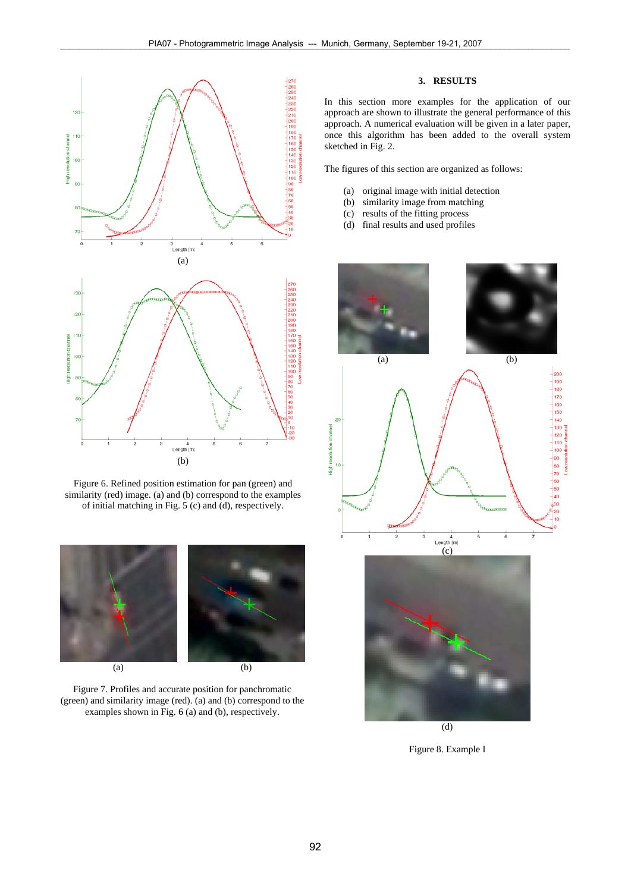Length [m]

High resolution channel

Low resolution channel

(a)

Length [m]

High resolution channel

Low resolution channel

(b)

Figure 6. Refined position estimation for pan (green) and similarity (red) image. (a) and (b) correspond to the examples of initial matching in Fig. 5 (c) and (d), respectively.

(a) (b)

Figure 7. Profiles and accurate position for panchromatic (green) and similarity image (red). (a) and (b) correspond to the examples shown in Fig. 6 (a) and (b), respectively.

## 3. RESULTS

In this section more examples for the application of our approach are shown to illustrate the general performance of this approach. A numerical evaluation will be given in a later paper, once this algorithm has been added to the overall system sketched in Fig. 2.

The figures of this section are organized as follows:

(a) original image with initial detection
(b) similarity image from matching
(c) results of the fitting process
(d) final results and used profiles

(a) (b)

Length [m]

High resolution channel

Low resolution channel

(c)

(d)

Figure 8. Example I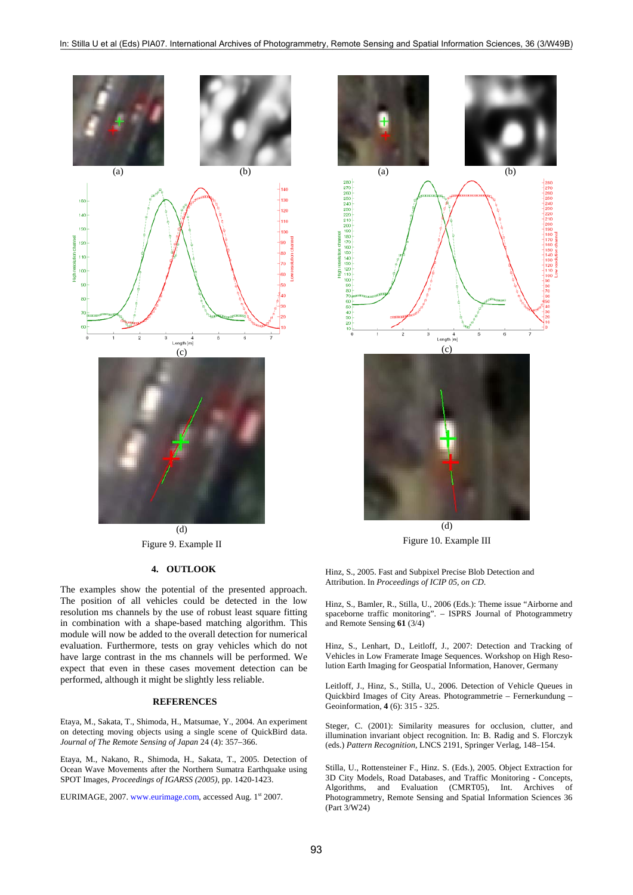(a) (b)

(c)

(d)

Figure 9. Example II

(a) (b)

(c)

(d)

Figure 10. Example III

## 4. OUTLOOK

The examples show the potential of the presented approach. The position of all vehicles could be detected in the low resolution ms channels by the use of robust least square fitting in combination with a shape-based matching algorithm. This module will now be added to the overall detection for numerical evaluation. Furthermore, tests on gray vehicles which do not have large contrast in the ms channels will be performed. We expect that even in these cases movement detection can be performed, although it might be slightly less reliable.

## REFERENCES

Etaya, M., Sakata, T., Shimoda, H., Matsumae, Y., 2004. An experiment on detecting moving objects using a single scene of QuickBird data. *Journal of The Remote Sensing of Japan* 24 (4): 357–366.

Etaya, M., Nakano, R., Shimoda, H., Sakata, T., 2005. Detection of Ocean Wave Movements after the Northern Sumatra Earthquake using SPOT Images, *Proceedings of IGARSS (2005)*, pp. 1420-1423.

EURIMAGE, 2007. www.eurimage.com, accessed Aug. 1st 2007.

Hinz, S., 2005. Fast and Subpixel Precise Blob Detection and Attribution. In *Proceedings of ICIP 05, on CD*.

Hinz, S., Bamler, R., Stilla, U., 2006 (Eds.): Theme issue "Airborne and spaceborne traffic monitoring". – ISPRS Journal of Photogrammetry and Remote Sensing **61** (3/4)

Hinz, S., Lenhart, D., Leitloff, J., 2007: Detection and Tracking of Vehicles in Low Framerate Image Sequences. Workshop on High Resolution Earth Imaging for Geospatial Information, Hanover, Germany

Leitloff, J., Hinz, S., Stilla, U., 2006. Detection of Vehicle Queues in Quickbird Images of City Areas. Photogrammetrie – Fernerkundung – Geoinformation, **4** (6): 315 - 325.

Steger, C. (2001): Similarity measures for occlusion, clutter, and illumination invariant object recognition. In: B. Radig and S. Florczyk (eds.) *Pattern Recognition*, LNCS 2191, Springer Verlag, 148–154.

Stilla, U., Rottensteiner F., Hinz. S. (Eds.), 2005. Object Extraction for 3D City Models, Road Databases, and Traffic Monitoring - Concepts, Algorithms, and Evaluation (CMRT05), Int. Archives of Photogrammetry, Remote Sensing and Spatial Information Sciences 36 (Part 3/W24)